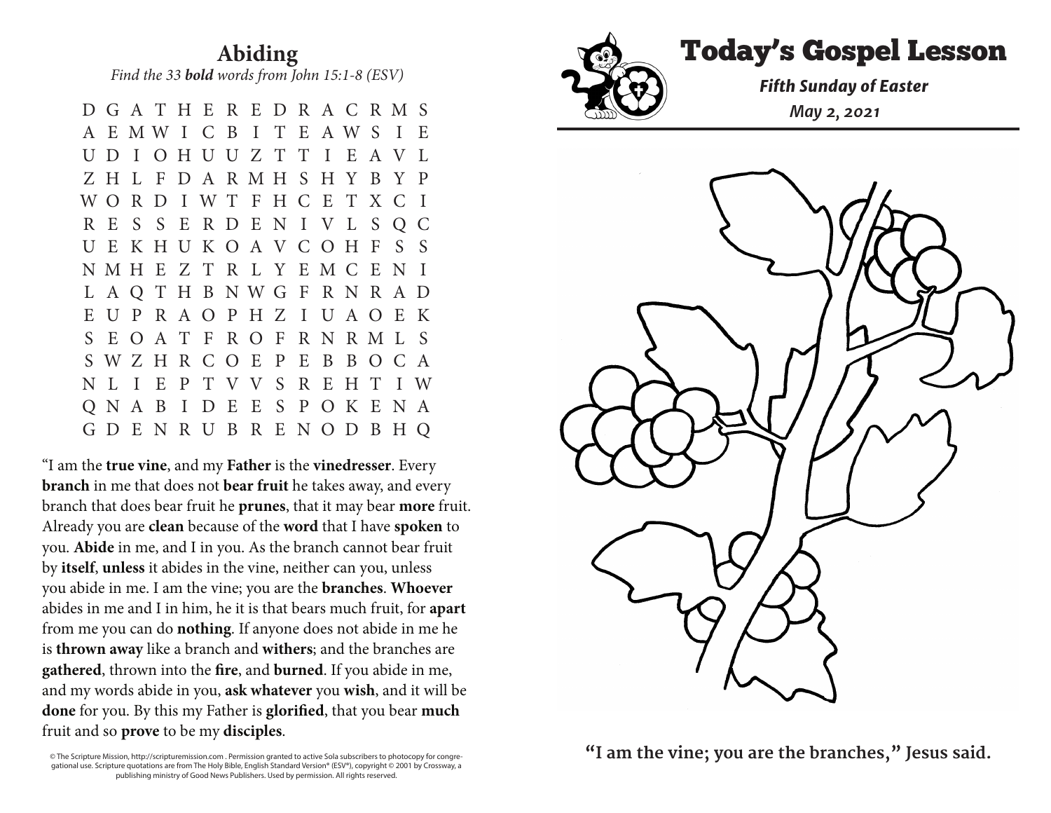## Abiding

*Find the 33* ***bold*** *words from John 15:1-8 (ESV)*

```
D G A T H E R E D R A C R M S
A E M W I C B I T E A W S I E
U D I O H U U Z T T I E A V L
Z H L F D A R M H S H Y B Y P
W O R D I W T F H C E T X C I
R E S S E R D E N I V L S Q C
U E K H U K O A V C O H F S S
N M H E Z T R L Y E M C E N I
L A Q T H B N W G F R N R A D
E U P R A O P H Z I U A O E K
S E O A T F R O F R N R M L S
S W Z H R C O E P E B B O C A
N L I E P T V V S R E H T I W
Q N A B I D E E S P O K E N A
G D E N R U B R E N O D B H Q
```

"I am the **true vine**, and my **Father** is the **vinedresser**. Every **branch** in me that does not **bear fruit** he takes away, and every branch that does bear fruit he **prunes**, that it may bear **more** fruit. Already you are **clean** because of the **word** that I have **spoken** to you. **Abide** in me, and I in you. As the branch cannot bear fruit by **itself**, **unless** it abides in the vine, neither can you, unless you abide in me. I am the vine; you are the **branches**. **Whoever** abides in me and I in him, he it is that bears much fruit, for **apart** from me you can do **nothing**. If anyone does not abide in me he is **thrown away** like a branch and **withers**; and the branches are **gathered**, thrown into the **fire**, and **burned**. If you abide in me, and my words abide in you, **ask whatever** you **wish**, and it will be **done** for you. By this my Father is **glorified**, that you bear **much** fruit and so **prove** to be my **disciples**.

© The Scripture Mission, http://scripturemission.com . Permission granted to active Sola subscribers to photocopy for congregational use. Scripture quotations are from The Holy Bible, English Standard Version® (ESV®), copyright © 2001 by Crossway, a publishing ministry of Good News Publishers. Used by permission. All rights reserved.

# Today's Gospel Lesson

***Fifth Sunday of Easter***

***May 2, 2021***

**"I am the vine; you are the branches," Jesus said.**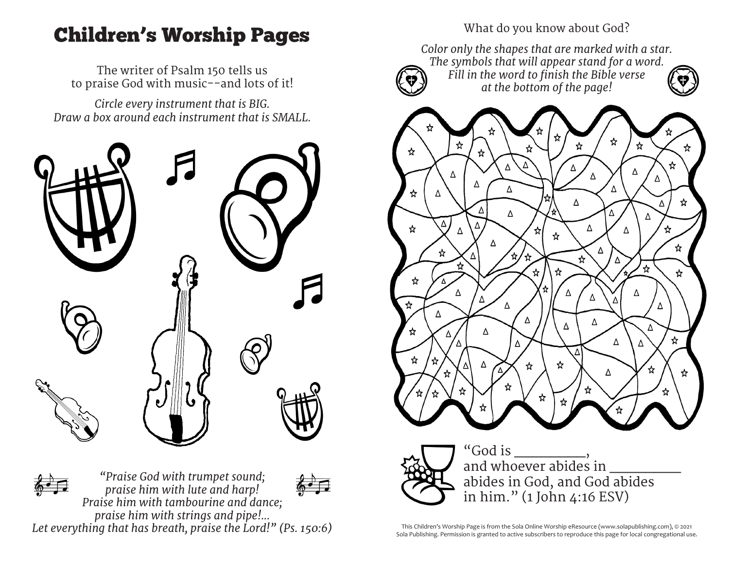# Children's Worship Pages

The writer of Psalm 150 tells us to praise God with music--and lots of it!

*Circle every instrument that is BIG.*
*Draw a box around each instrument that is SMALL.*

*"Praise God with trumpet sound;*
*praise him with lute and harp!*
*Praise him with tambourine and dance;*
*praise him with strings and pipe!...*
*Let everything that has breath, praise the Lord!" (Ps. 150:6)*

What do you know about God?

*Color only the shapes that are marked with a star.*
*The symbols that will appear stand for a word.*
*Fill in the word to finish the Bible verse*
*at the bottom of the page!*

"God is __________,
and whoever abides in __________
abides in God, and God abides
in him." (1 John 4:16 ESV)

This Children's Worship Page is from the Sola Online Worship eResource (www.solapublishing.com), © 2021 Sola Publishing. Permission is granted to active subscribers to reproduce this page for local congregational use.